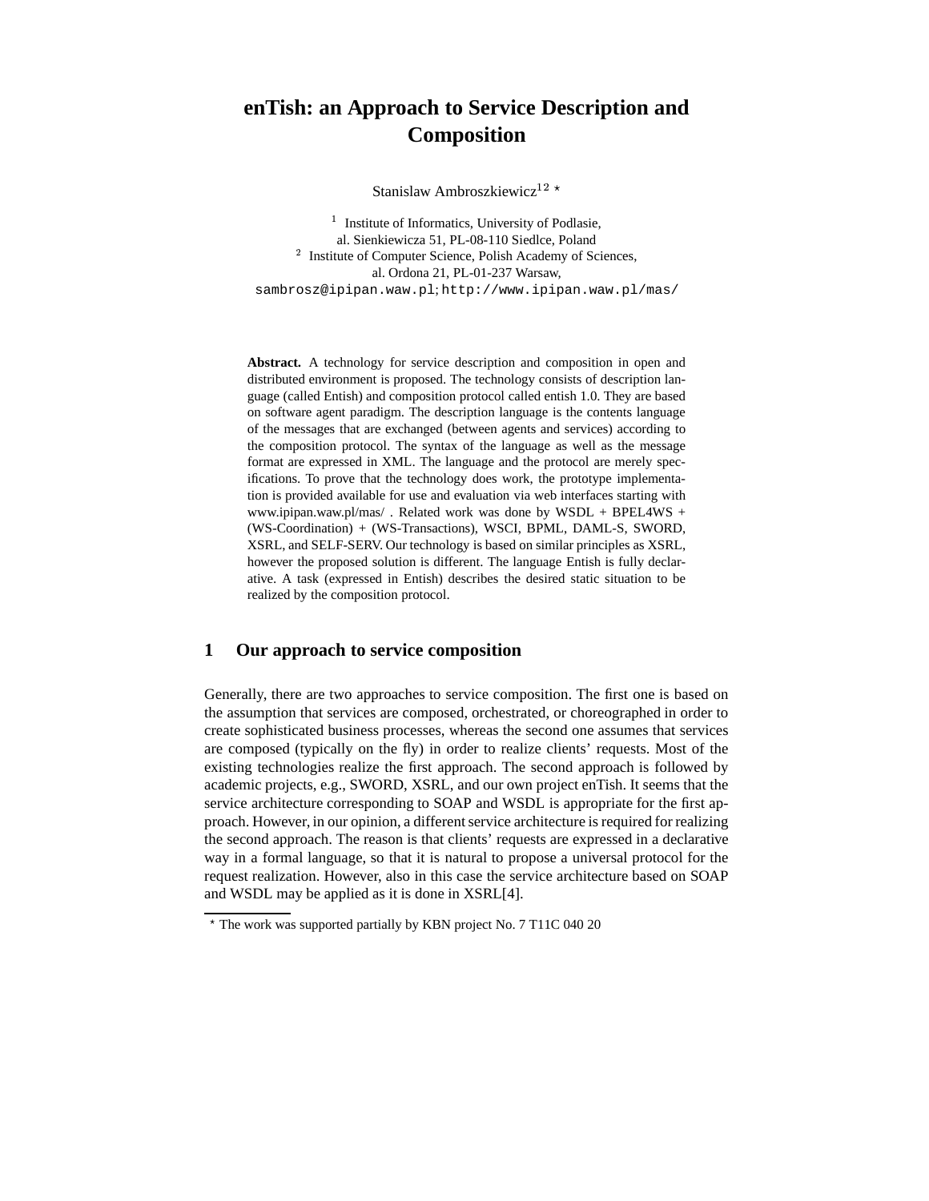# enTish: an Approach to Service Description and Composition

Stanislaw Ambroszkiewicz[1,2] *

[1] Institute of Informatics, University of Podlasie,
al. Sienkiewicza 51, PL-08-110 Siedlce, Poland

[2] Institute of Computer Science, Polish Academy of Sciences,
al. Ordona 21, PL-01-237 Warsaw,

sambrosz@ipipan.waw.pl; http://www.ipipan.waw.pl/mas/

**Abstract.** A technology for service description and composition in open and distributed environment is proposed. The technology consists of description language (called Entish) and composition protocol called entish 1.0. They are based on software agent paradigm. The description language is the contents language of the messages that are exchanged (between agents and services) according to the composition protocol. The syntax of the language as well as the message format are expressed in XML. The language and the protocol are merely specifications. To prove that the technology does work, the prototype implementation is provided available for use and evaluation via web interfaces starting with www.ipipan.waw.pl/mas/ . Related work was done by WSDL + BPEL4WS + (WS-Coordination) + (WS-Transactions), WSCI, BPML, DAML-S, SWORD, XSRL, and SELF-SERV. Our technology is based on similar principles as XSRL, however the proposed solution is different. The language Entish is fully declarative. A task (expressed in Entish) describes the desired static situation to be realized by the composition protocol.

## 1 Our approach to service composition

Generally, there are two approaches to service composition. The first one is based on the assumption that services are composed, orchestrated, or choreographed in order to create sophisticated business processes, whereas the second one assumes that services are composed (typically on the fly) in order to realize clients' requests. Most of the existing technologies realize the first approach. The second approach is followed by academic projects, e.g., SWORD, XSRL, and our own project enTish. It seems that the service architecture corresponding to SOAP and WSDL is appropriate for the first approach. However, in our opinion, a different service architecture is required for realizing the second approach. The reason is that clients' requests are expressed in a declarative way in a formal language, so that it is natural to propose a universal protocol for the request realization. However, also in this case the service architecture based on SOAP and WSDL may be applied as it is done in XSRL[4].

* The work was supported partially by KBN project No. 7 T11C 040 20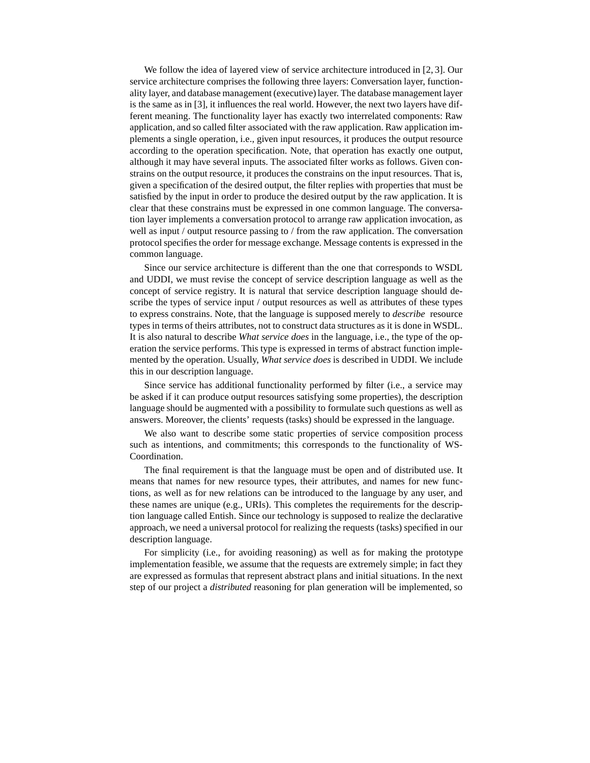We follow the idea of layered view of service architecture introduced in [2, 3]. Our service architecture comprises the following three layers: Conversation layer, functionality layer, and database management (executive) layer. The database management layer is the same as in [3], it influences the real world. However, the next two layers have different meaning. The functionality layer has exactly two interrelated components: Raw application, and so called filter associated with the raw application. Raw application implements a single operation, i.e., given input resources, it produces the output resource according to the operation specification. Note, that operation has exactly one output, although it may have several inputs. The associated filter works as follows. Given constrains on the output resource, it produces the constrains on the input resources. That is, given a specification of the desired output, the filter replies with properties that must be satisfied by the input in order to produce the desired output by the raw application. It is clear that these constrains must be expressed in one common language. The conversation layer implements a conversation protocol to arrange raw application invocation, as well as input / output resource passing to / from the raw application. The conversation protocol specifies the order for message exchange. Message contents is expressed in the common language.

Since our service architecture is different than the one that corresponds to WSDL and UDDI, we must revise the concept of service description language as well as the concept of service registry. It is natural that service description language should describe the types of service input / output resources as well as attributes of these types to express constrains. Note, that the language is supposed merely to *describe* resource types in terms of theirs attributes, not to construct data structures as it is done in WSDL. It is also natural to describe *What service does* in the language, i.e., the type of the operation the service performs. This type is expressed in terms of abstract function implemented by the operation. Usually, *What service does* is described in UDDI. We include this in our description language.

Since service has additional functionality performed by filter (i.e., a service may be asked if it can produce output resources satisfying some properties), the description language should be augmented with a possibility to formulate such questions as well as answers. Moreover, the clients' requests (tasks) should be expressed in the language.

We also want to describe some static properties of service composition process such as intentions, and commitments; this corresponds to the functionality of WS-Coordination.

The final requirement is that the language must be open and of distributed use. It means that names for new resource types, their attributes, and names for new functions, as well as for new relations can be introduced to the language by any user, and these names are unique (e.g., URIs). This completes the requirements for the description language called Entish. Since our technology is supposed to realize the declarative approach, we need a universal protocol for realizing the requests (tasks) specified in our description language.

For simplicity (i.e., for avoiding reasoning) as well as for making the prototype implementation feasible, we assume that the requests are extremely simple; in fact they are expressed as formulas that represent abstract plans and initial situations. In the next step of our project a *distributed* reasoning for plan generation will be implemented, so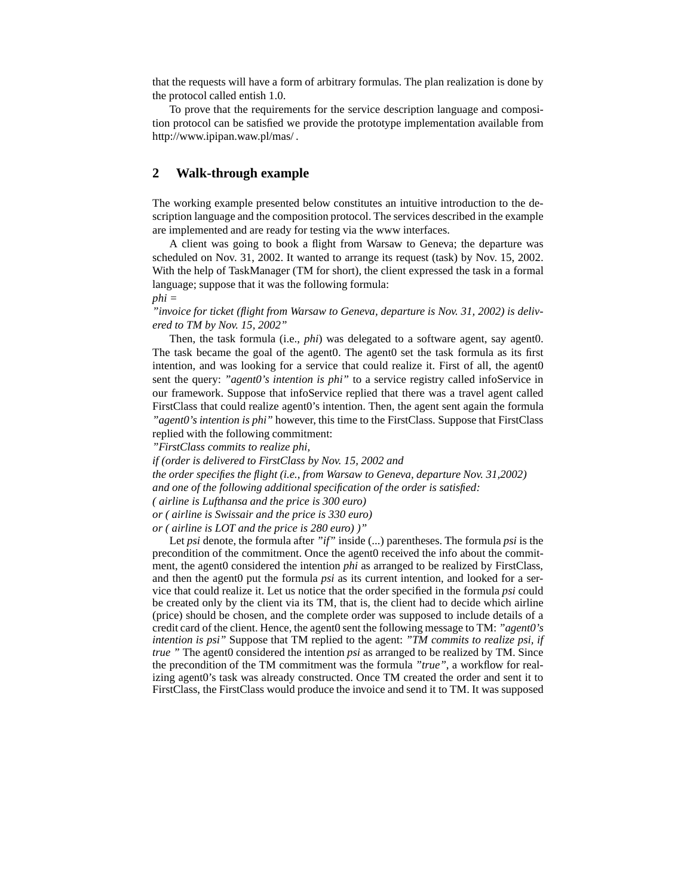that the requests will have a form of arbitrary formulas. The plan realization is done by the protocol called entish 1.0.

To prove that the requirements for the service description language and composition protocol can be satisfied we provide the prototype implementation available from http://www.ipipan.waw.pl/mas/ .

## 2 Walk-through example

The working example presented below constitutes an intuitive introduction to the description language and the composition protocol. The services described in the example are implemented and are ready for testing via the www interfaces.

A client was going to book a flight from Warsaw to Geneva; the departure was scheduled on Nov. 31, 2002. It wanted to arrange its request (task) by Nov. 15, 2002. With the help of TaskManager (TM for short), the client expressed the task in a formal language; suppose that it was the following formula:

*phi =*
*"invoice for ticket (flight from Warsaw to Geneva, departure is Nov. 31, 2002) is delivered to TM by Nov. 15, 2002"*

Then, the task formula (i.e., *phi*) was delegated to a software agent, say agent0. The task became the goal of the agent0. The agent0 set the task formula as its first intention, and was looking for a service that could realize it. First of all, the agent0 sent the query: *"agent0's intention is phi"* to a service registry called infoService in our framework. Suppose that infoService replied that there was a travel agent called FirstClass that could realize agent0's intention. Then, the agent sent again the formula *"agent0's intention is phi"* however, this time to the FirstClass. Suppose that FirstClass replied with the following commitment:

*"FirstClass commits to realize phi,*
*if (order is delivered to FirstClass by Nov. 15, 2002 and*
*the order specifies the flight (i.e., from Warsaw to Geneva, departure Nov. 31,2002)*
*and one of the following additional specification of the order is satisfied:*
*( airline is Lufthansa and the price is 300 euro)*
*or ( airline is Swissair and the price is 330 euro)*
*or ( airline is LOT and the price is 280 euro) )"*

Let *psi* denote, the formula after *"if"* inside (...) parentheses. The formula *psi* is the precondition of the commitment. Once the agent0 received the info about the commitment, the agent0 considered the intention *phi* as arranged to be realized by FirstClass, and then the agent0 put the formula *psi* as its current intention, and looked for a service that could realize it. Let us notice that the order specified in the formula *psi* could be created only by the client via its TM, that is, the client had to decide which airline (price) should be chosen, and the complete order was supposed to include details of a credit card of the client. Hence, the agent0 sent the following message to TM: *"agent0's intention is psi"* Suppose that TM replied to the agent: *"TM commits to realize psi, if true "* The agent0 considered the intention *psi* as arranged to be realized by TM. Since the precondition of the TM commitment was the formula *"true"*, a workflow for realizing agent0's task was already constructed. Once TM created the order and sent it to FirstClass, the FirstClass would produce the invoice and send it to TM. It was supposed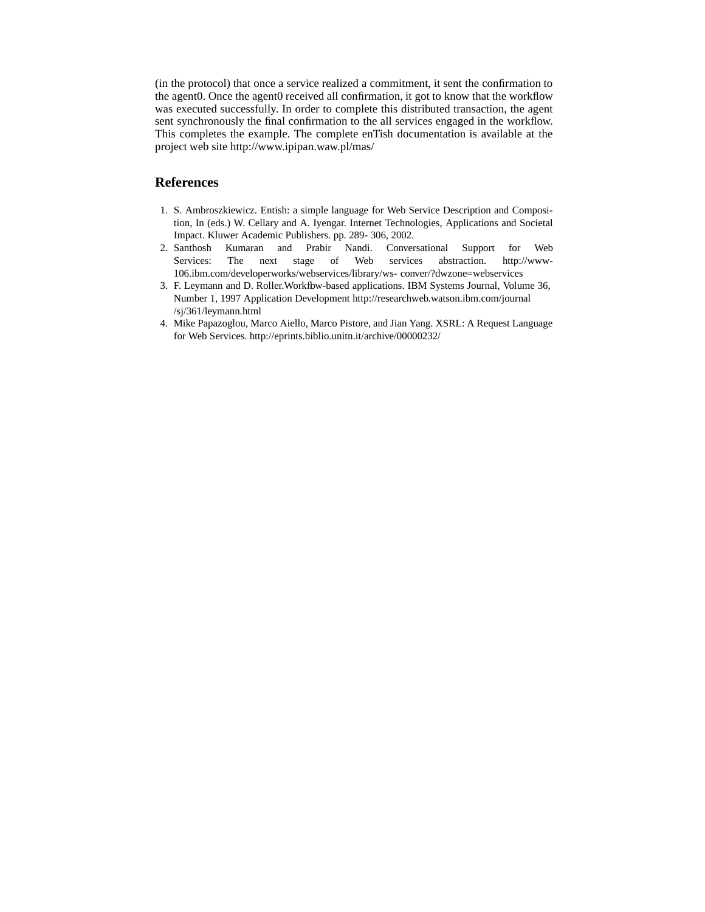(in the protocol) that once a service realized a commitment, it sent the confirmation to the agent0. Once the agent0 received all confirmation, it got to know that the workflow was executed successfully. In order to complete this distributed transaction, the agent sent synchronously the final confirmation to the all services engaged in the workflow. This completes the example. The complete enTish documentation is available at the project web site http://www.ipipan.waw.pl/mas/

## References

1. S. Ambroszkiewicz. Entish: a simple language for Web Service Description and Composition, In (eds.) W. Cellary and A. Iyengar. Internet Technologies, Applications and Societal Impact. Kluwer Academic Publishers. pp. 289- 306, 2002.
2. Santhosh Kumaran and Prabir Nandi. Conversational Support for Web Services: The next stage of Web services abstraction. http://www-106.ibm.com/developerworks/webservices/library/ws- conver/?dwzone=webservices
3. F. Leymann and D. Roller.Workflow-based applications. IBM Systems Journal, Volume 36, Number 1, 1997 Application Development http://researchweb.watson.ibm.com/journal /sj/361/leymann.html
4. Mike Papazoglou, Marco Aiello, Marco Pistore, and Jian Yang. XSRL: A Request Language for Web Services. http://eprints.biblio.unitn.it/archive/00000232/